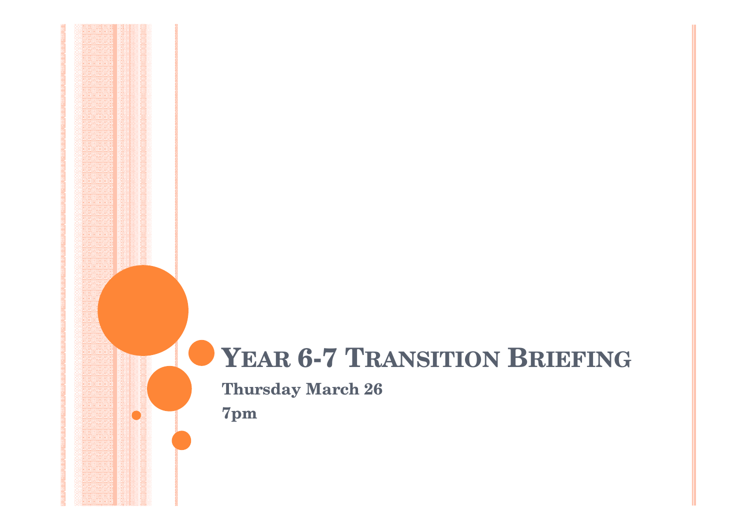# Year 6-7 Transition Briefing

**Thursday March 26**

**7pm**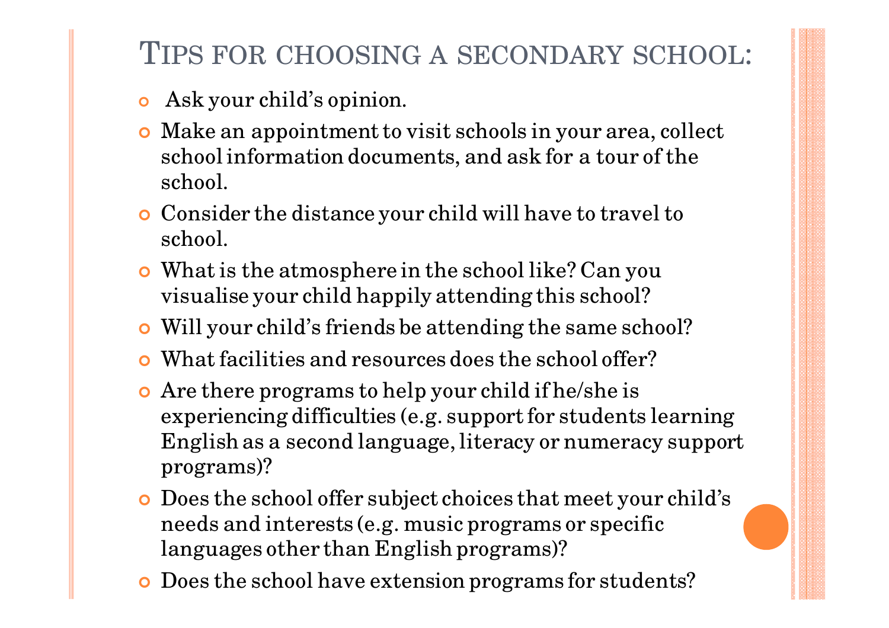## Tips for choosing a secondary school:

- Ask your child's opinion.
- Make an appointment to visit schools in your area, collect school information documents, and ask for a tour of the school.
- Consider the distance your child will have to travel to school.
- What is the atmosphere in the school like? Can you visualise your child happily attending this school?
- Will your child's friends be attending the same school?
- What facilities and resources does the school offer?
- Are there programs to help your child if he/she is experiencing difficulties (e.g. support for students learning English as a second language, literacy or numeracy support programs)?
- Does the school offer subject choices that meet your child's needs and interests (e.g. music programs or specific languages other than English programs)?
- Does the school have extension programs for students?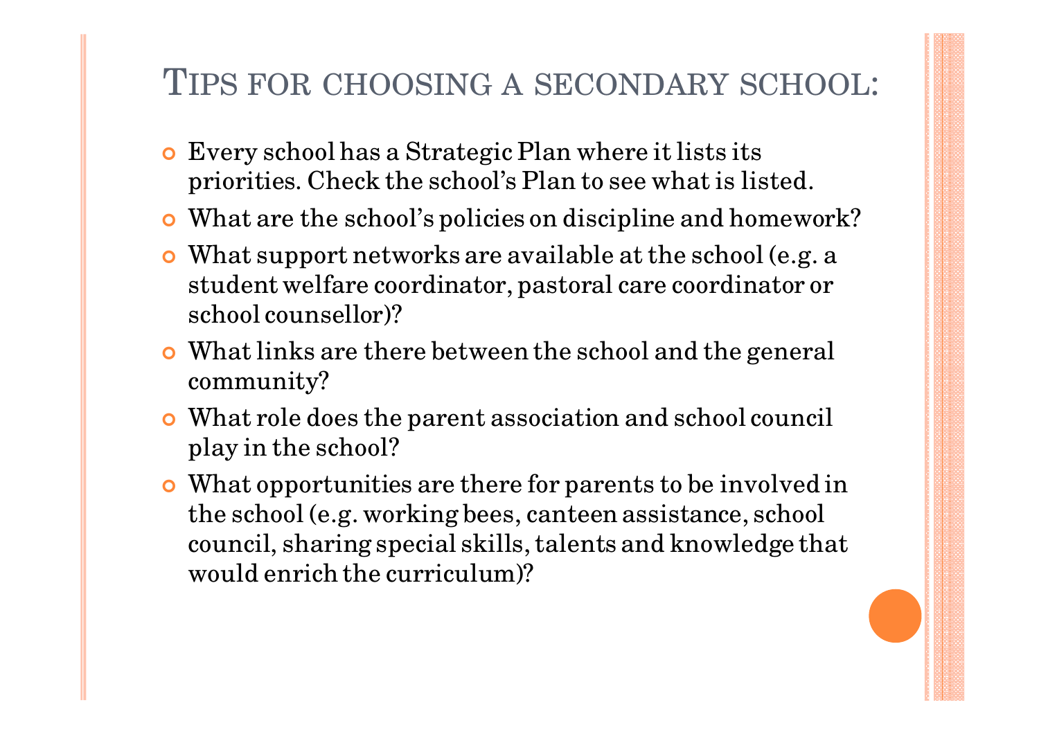# Tips for choosing a secondary school:

- Every school has a Strategic Plan where it lists its priorities. Check the school's Plan to see what is listed.
- What are the school's policies on discipline and homework?
- What support networks are available at the school (e.g. a student welfare coordinator, pastoral care coordinator or school counsellor)?
- What links are there between the school and the general community?
- What role does the parent association and school council play in the school?
- What opportunities are there for parents to be involved in the school (e.g. working bees, canteen assistance, school council, sharing special skills, talents and knowledge that would enrich the curriculum)?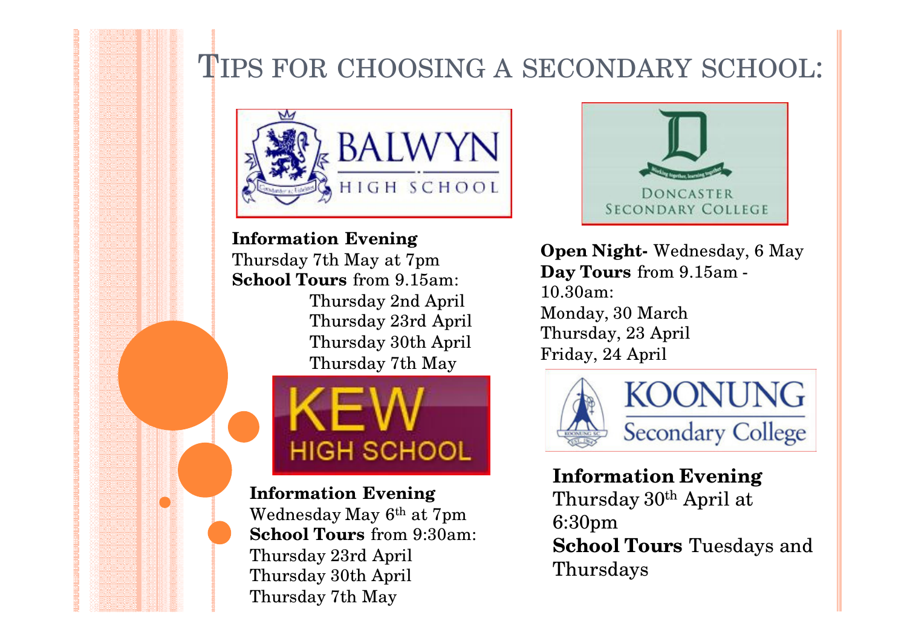# Tips for choosing a secondary school:

## Balwyn High School

**Information Evening**
Thursday 7th May at 7pm
**School Tours** from 9.15am:
- Thursday 2nd April
- Thursday 23rd April
- Thursday 30th April
- Thursday 7th May

## Doncaster Secondary College

**Open Night-** Wednesday, 6 May
**Day Tours** from 9.15am - 10.30am:
Monday, 30 March
Thursday, 23 April
Friday, 24 April

## Kew High School

**Information Evening**
Wednesday May 6th at 7pm
**School Tours** from 9:30am:
Thursday 23rd April
Thursday 30th April
Thursday 7th May

## Koonung Secondary College

**Information Evening**
Thursday 30th April at 6:30pm
**School Tours** Tuesdays and Thursdays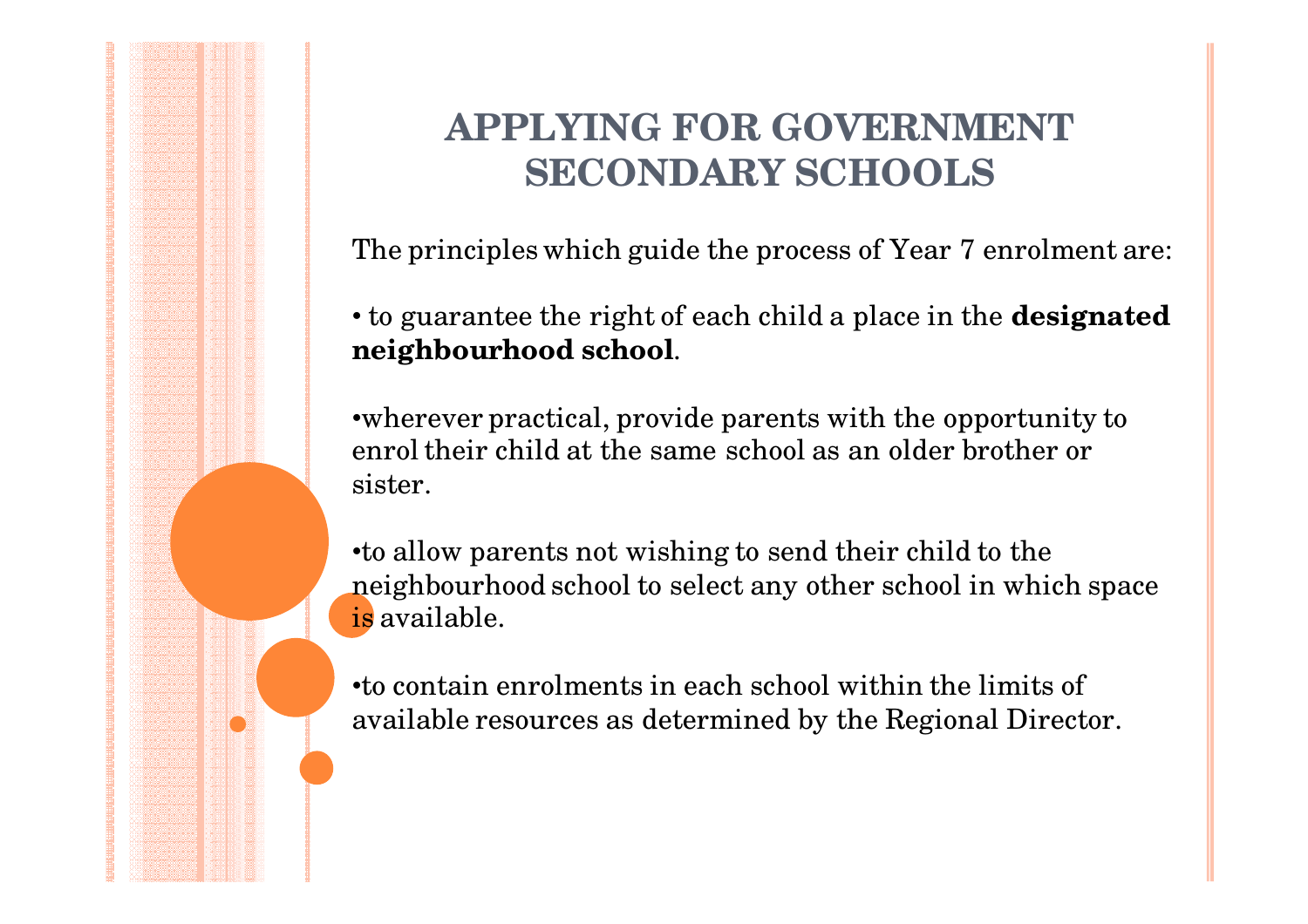# APPLYING FOR GOVERNMENT SECONDARY SCHOOLS

The principles which guide the process of Year 7 enrolment are:

• to guarantee the right of each child a place in the **designated neighbourhood school**.

•wherever practical, provide parents with the opportunity to enrol their child at the same school as an older brother or sister.

•to allow parents not wishing to send their child to the neighbourhood school to select any other school in which space is available.

•to contain enrolments in each school within the limits of available resources as determined by the Regional Director.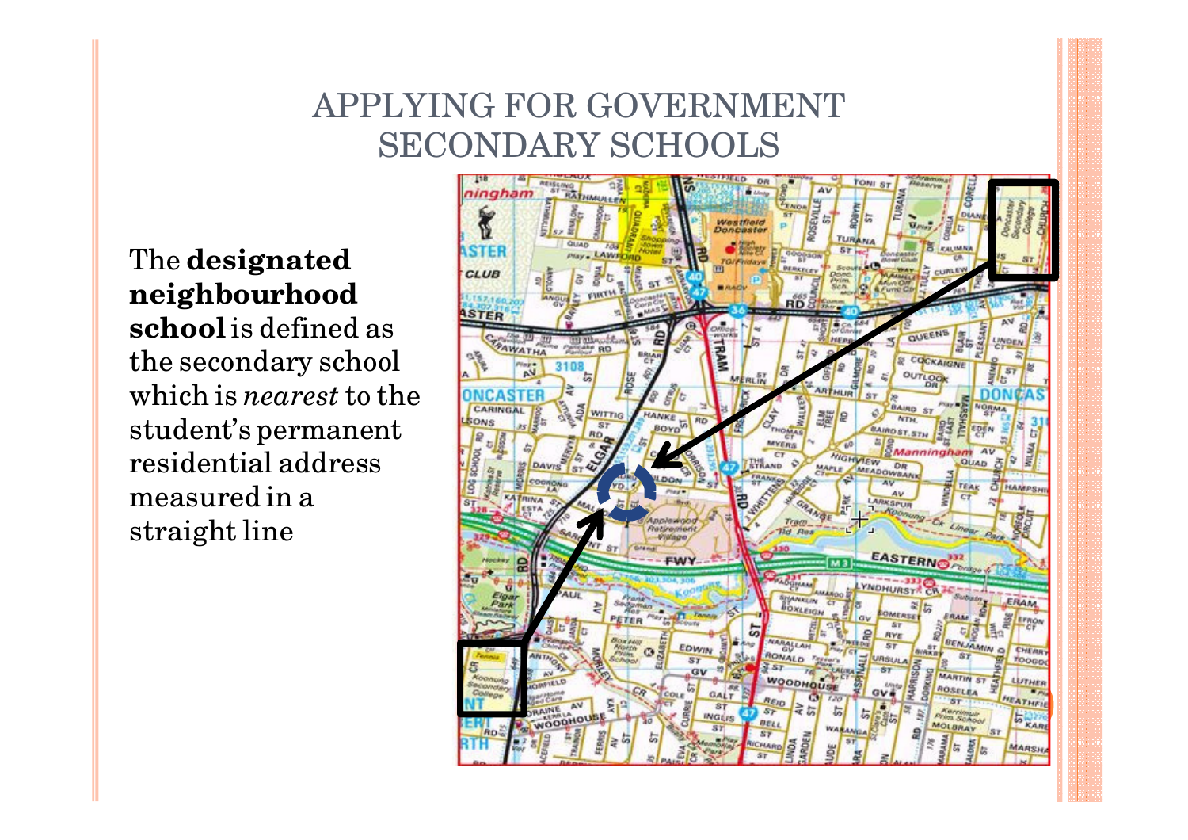# APPLYING FOR GOVERNMENT SECONDARY SCHOOLS

The **designated neighbourhood school** is defined as the secondary school which is *nearest* to the student's permanent residential address measured in a straight line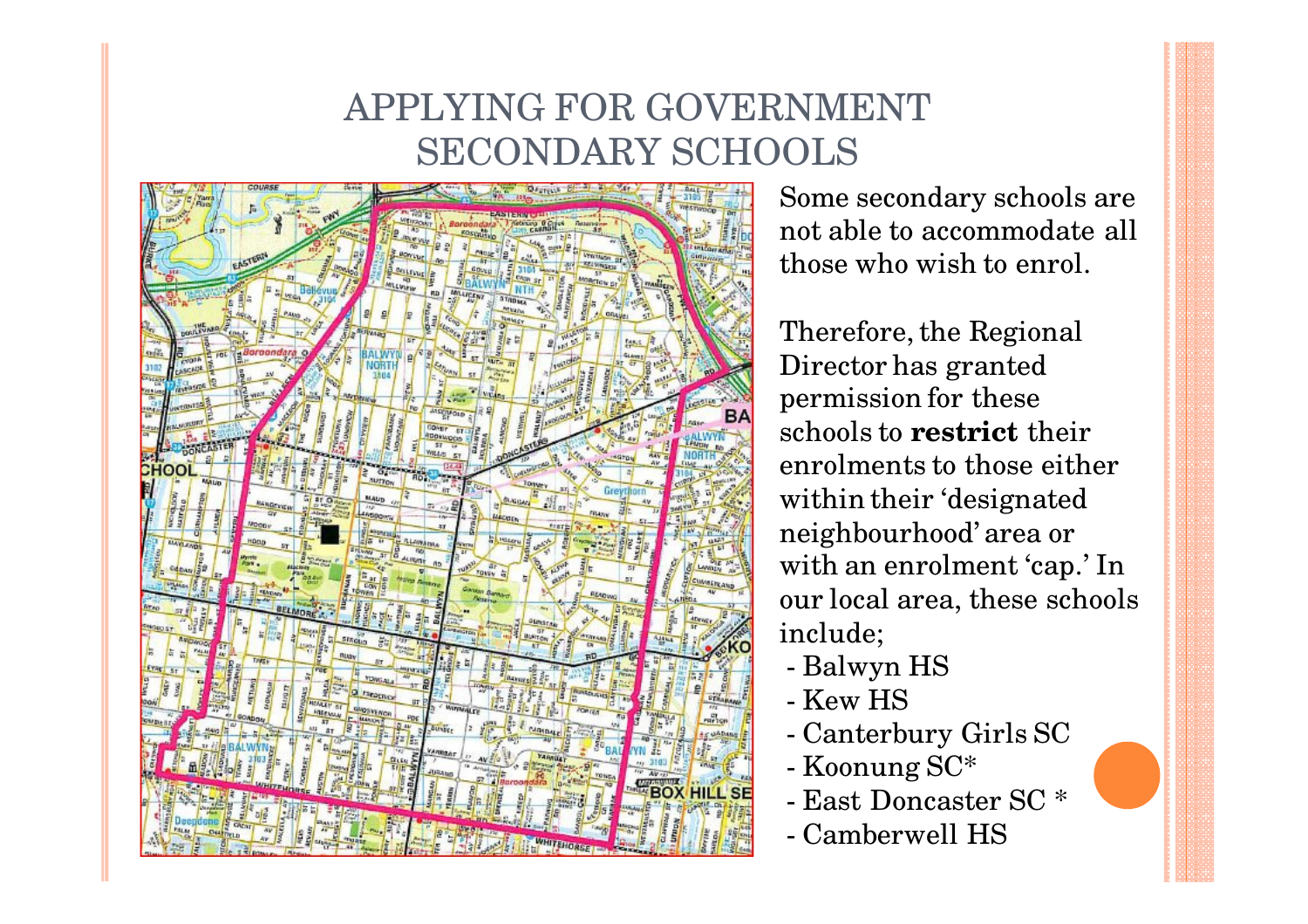# APPLYING FOR GOVERNMENT SECONDARY SCHOOLS

Some secondary schools are not able to accommodate all those who wish to enrol.

Therefore, the Regional Director has granted permission for these schools to **restrict** their enrolments to those either within their 'designated neighbourhood' area or with an enrolment 'cap.' In our local area, these schools include;

- Balwyn HS
- Kew HS
- Canterbury Girls SC
- Koonung SC*
- East Doncaster SC *
- Camberwell HS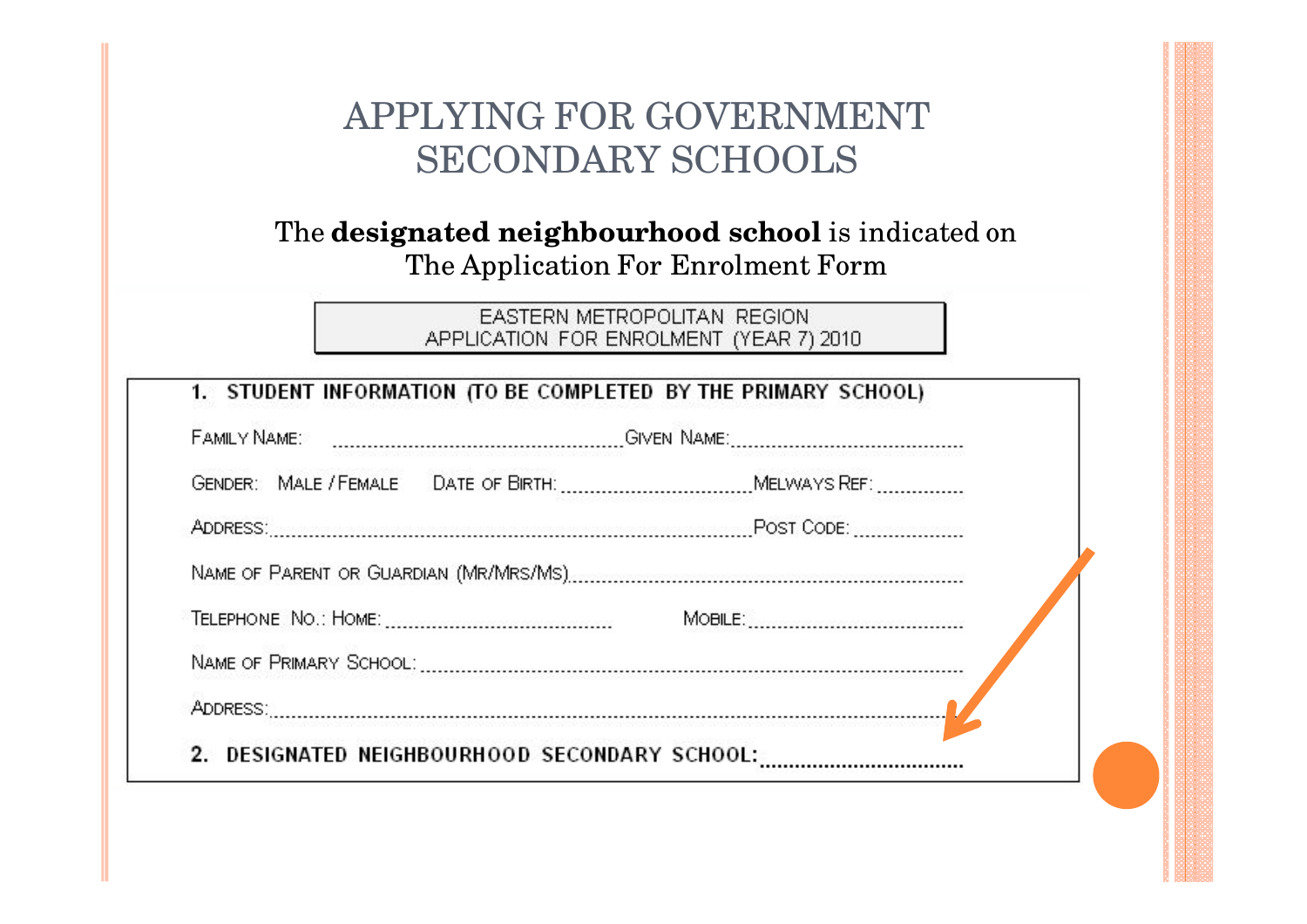# APPLYING FOR GOVERNMENT SECONDARY SCHOOLS

The **designated neighbourhood school** is indicated on The Application For Enrolment Form

EASTERN METROPOLITAN REGION
APPLICATION FOR ENROLMENT (YEAR 7) 2010

**1. STUDENT INFORMATION (TO BE COMPLETED BY THE PRIMARY SCHOOL)**

FAMILY NAME: ............................................................ GIVEN NAME: ............................................

GENDER: MALE / FEMALE DATE OF BIRTH: ................................ MELWAYS REF: ..............

ADDRESS: ........................................................................................................ POST CODE: ...................

NAME OF PARENT OR GUARDIAN (MR/MRS/MS) ..............................................................................

TELEPHONE NO.: HOME: .................................... MOBILE: ...................................

NAME OF PRIMARY SCHOOL: ........................................................................................................

ADDRESS: ........................................................................................................................................

**2. DESIGNATED NEIGHBOURHOOD SECONDARY SCHOOL:** ..................................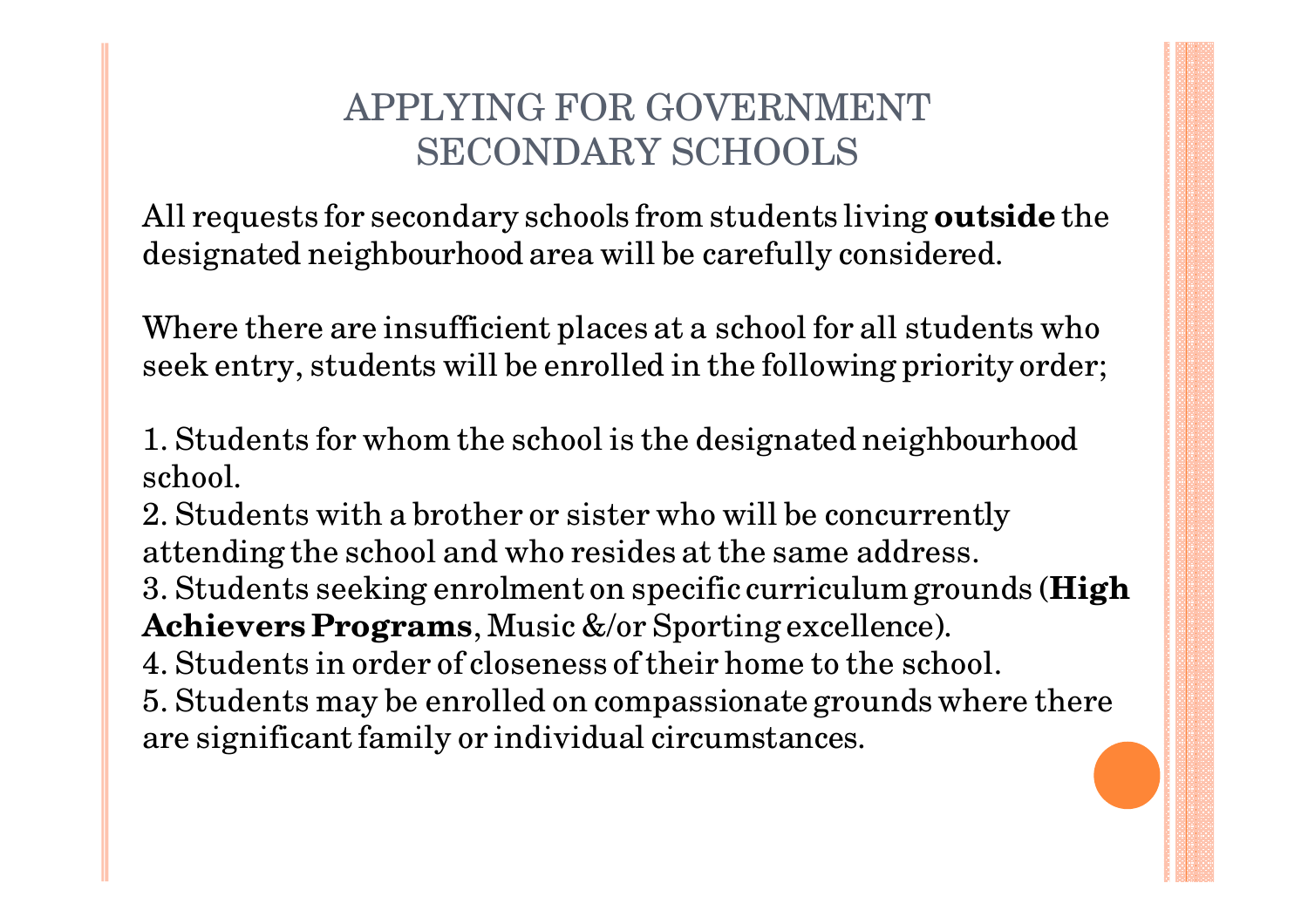# APPLYING FOR GOVERNMENT SECONDARY SCHOOLS

All requests for secondary schools from students living **outside** the designated neighbourhood area will be carefully considered.

Where there are insufficient places at a school for all students who seek entry, students will be enrolled in the following priority order;

1. Students for whom the school is the designated neighbourhood school.
2. Students with a brother or sister who will be concurrently attending the school and who resides at the same address.
3. Students seeking enrolment on specific curriculum grounds (**High Achievers Programs**, Music &/or Sporting excellence).
4. Students in order of closeness of their home to the school.
5. Students may be enrolled on compassionate grounds where there are significant family or individual circumstances.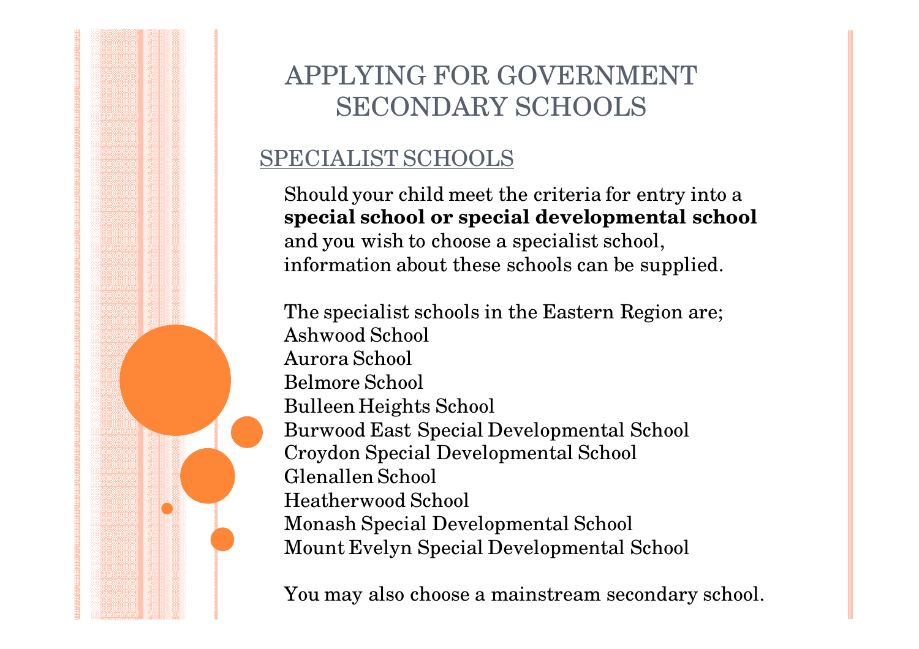# APPLYING FOR GOVERNMENT SECONDARY SCHOOLS

## SPECIALIST SCHOOLS

Should your child meet the criteria for entry into a **special school or special developmental school** and you wish to choose a specialist school, information about these schools can be supplied.

The specialist schools in the Eastern Region are;
Ashwood School
Aurora School
Belmore School
Bulleen Heights School
Burwood East Special Developmental School
Croydon Special Developmental School
Glenallen School
Heatherwood School
Monash Special Developmental School
Mount Evelyn Special Developmental School

You may also choose a mainstream secondary school.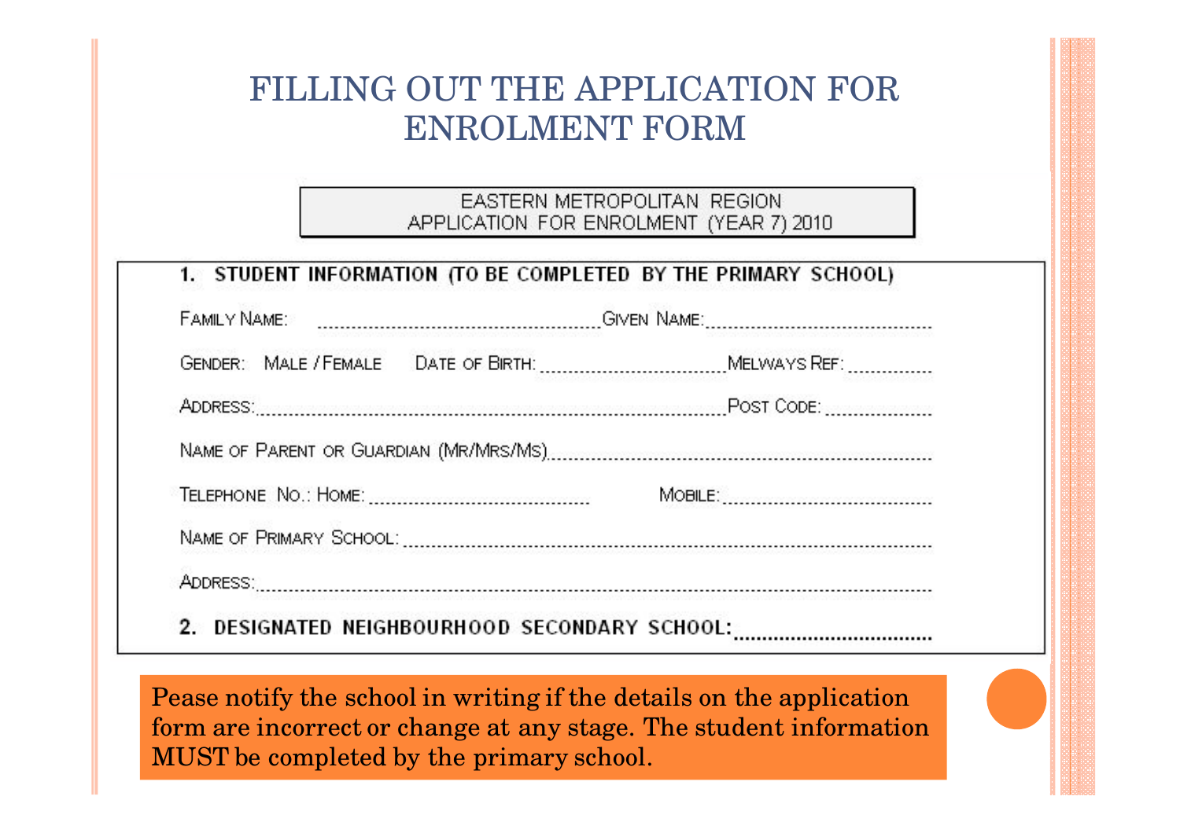# FILLING OUT THE APPLICATION FOR ENROLMENT FORM

EASTERN METROPOLITAN REGION
APPLICATION FOR ENROLMENT (YEAR 7) 2010

**1. STUDENT INFORMATION (TO BE COMPLETED BY THE PRIMARY SCHOOL)**

FAMILY NAME: ........................................................GIVEN NAME:..........................................

GENDER: MALE / FEMALE DATE OF BIRTH: ..................................MELWAYS REF: ...............

ADDRESS:...................................................................................POST CODE: ..................

NAME OF PARENT OR GUARDIAN (MR/MRS/MS)..........................................................................

TELEPHONE NO.: HOME: ........................................ MOBILE:........................................

NAME OF PRIMARY SCHOOL: ........................................................................................................

ADDRESS:.......................................................................................................................................

**2. DESIGNATED NEIGHBOURHOOD SECONDARY SCHOOL:..................................**

Pease notify the school in writing if the details on the application form are incorrect or change at any stage. The student information MUST be completed by the primary school.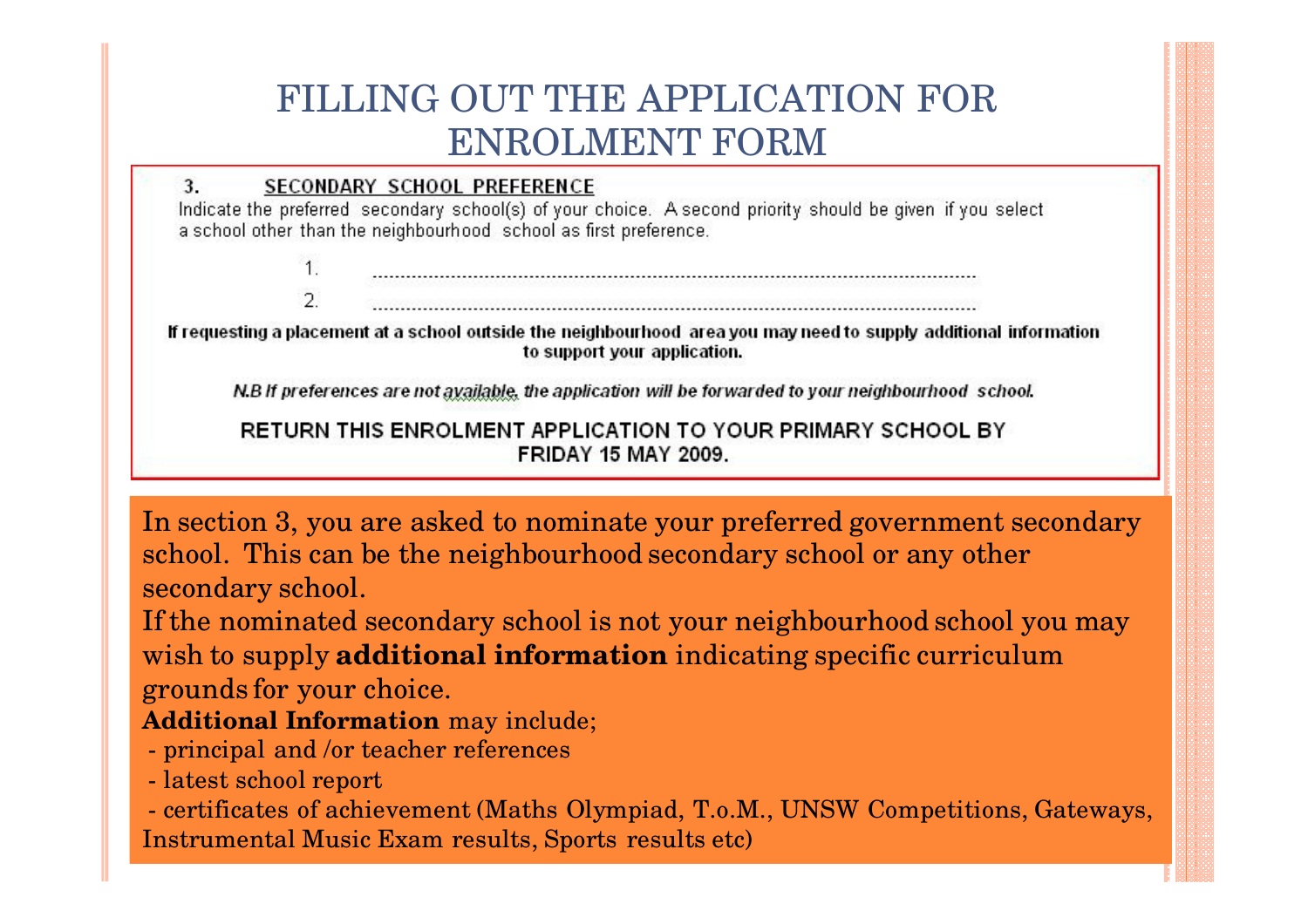# FILLING OUT THE APPLICATION FOR ENROLMENT FORM

**3. SECONDARY SCHOOL PREFERENCE**

Indicate the preferred secondary school(s) of your choice. A second priority should be given if you select a school other than the neighbourhood school as first preference.

1. ..........................................................................................................
2. ..........................................................................................................

**If requesting a placement at a school outside the neighbourhood area you may need to supply additional information to support your application.**

***N.B If preferences are not available, the application will be forwarded to your neighbourhood school.***

**RETURN THIS ENROLMENT APPLICATION TO YOUR PRIMARY SCHOOL BY FRIDAY 15 MAY 2009.**

In section 3, you are asked to nominate your preferred government secondary school. This can be the neighbourhood secondary school or any other secondary school.

If the nominated secondary school is not your neighbourhood school you may wish to supply **additional information** indicating specific curriculum grounds for your choice.

**Additional Information** may include;

- principal and /or teacher references
- latest school report
- certificates of achievement (Maths Olympiad, T.o.M., UNSW Competitions, Gateways, Instrumental Music Exam results, Sports results etc)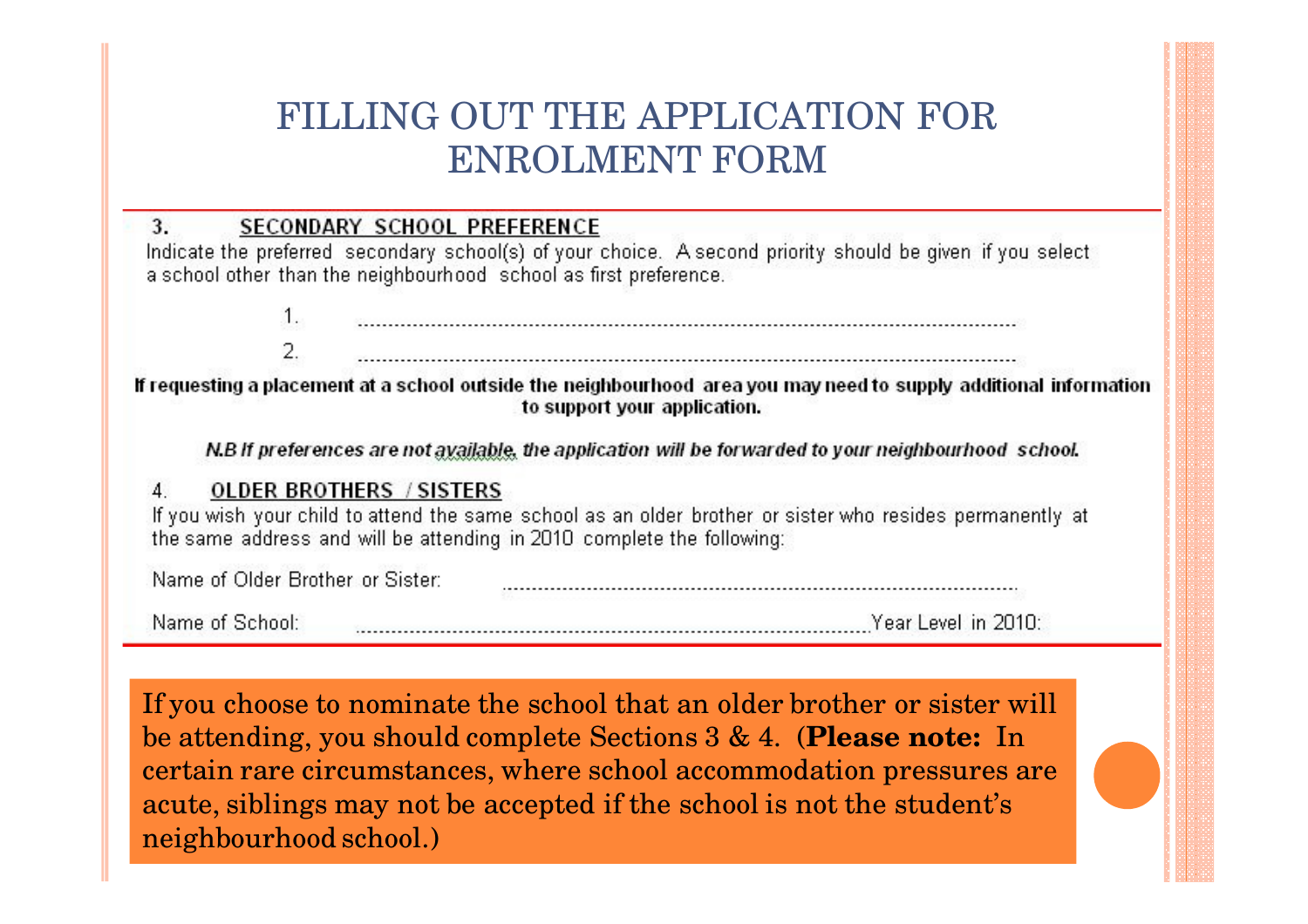# FILLING OUT THE APPLICATION FOR ENROLMENT FORM

**3. SECONDARY SCHOOL PREFERENCE**

Indicate the preferred secondary school(s) of your choice. A second priority should be given if you select a school other than the neighbourhood school as first preference.

1. ..............................................................................................................

2. ..............................................................................................................

**If requesting a placement at a school outside the neighbourhood area you may need to supply additional information to support your application.**

***N.B If preferences are not available, the application will be forwarded to your neighbourhood school.***

**4. OLDER BROTHERS / SISTERS**

If you wish your child to attend the same school as an older brother or sister who resides permanently at the same address and will be attending in 2010 complete the following:

Name of Older Brother or Sister: ..............................................................................................

Name of School: ..............................................................................................Year Level in 2010:

If you choose to nominate the school that an older brother or sister will be attending, you should complete Sections 3 & 4. (**Please note:** In certain rare circumstances, where school accommodation pressures are acute, siblings may not be accepted if the school is not the student's neighbourhood school.)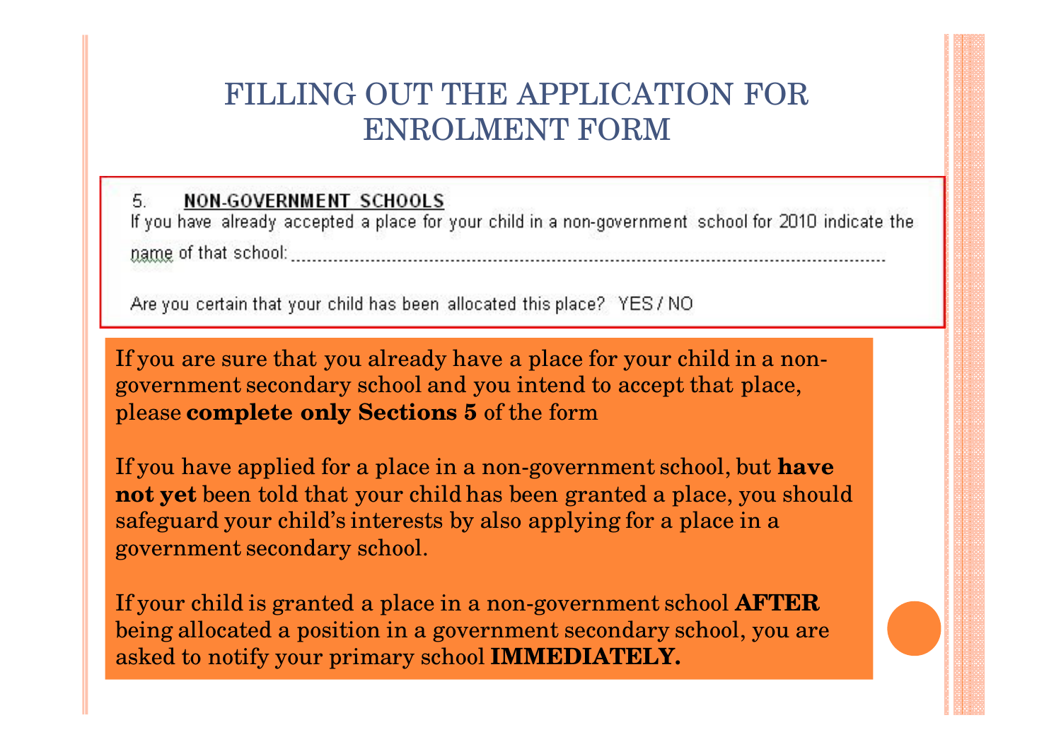# FILLING OUT THE APPLICATION FOR ENROLMENT FORM

5. **NON-GOVERNMENT SCHOOLS**

If you have already accepted a place for your child in a non-government school for 2010 indicate the name of that school: ......................................................................................................................

Are you certain that your child has been allocated this place? YES / NO

If you are sure that you already have a place for your child in a non-government secondary school and you intend to accept that place, please **complete only Sections 5** of the form

If you have applied for a place in a non-government school, but **have not yet** been told that your child has been granted a place, you should safeguard your child's interests by also applying for a place in a government secondary school.

If your child is granted a place in a non-government school **AFTER** being allocated a position in a government secondary school, you are asked to notify your primary school **IMMEDIATELY.**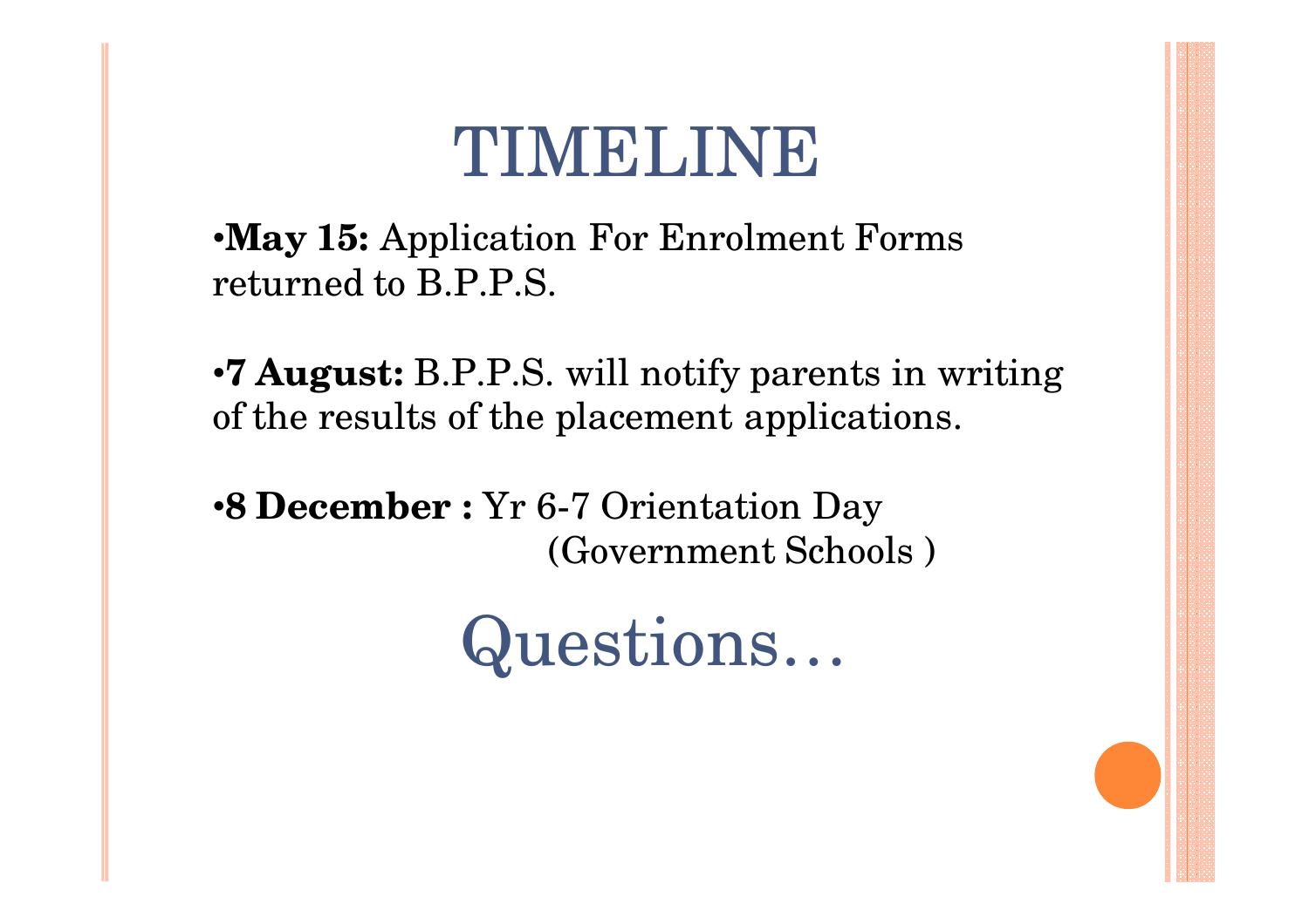# TIMELINE

- **May 15:** Application For Enrolment Forms returned to B.P.P.S.

- **7 August:** B.P.P.S. will notify parents in writing of the results of the placement applications.

- **8 December :** Yr 6-7 Orientation Day (Government Schools )

## Questions…